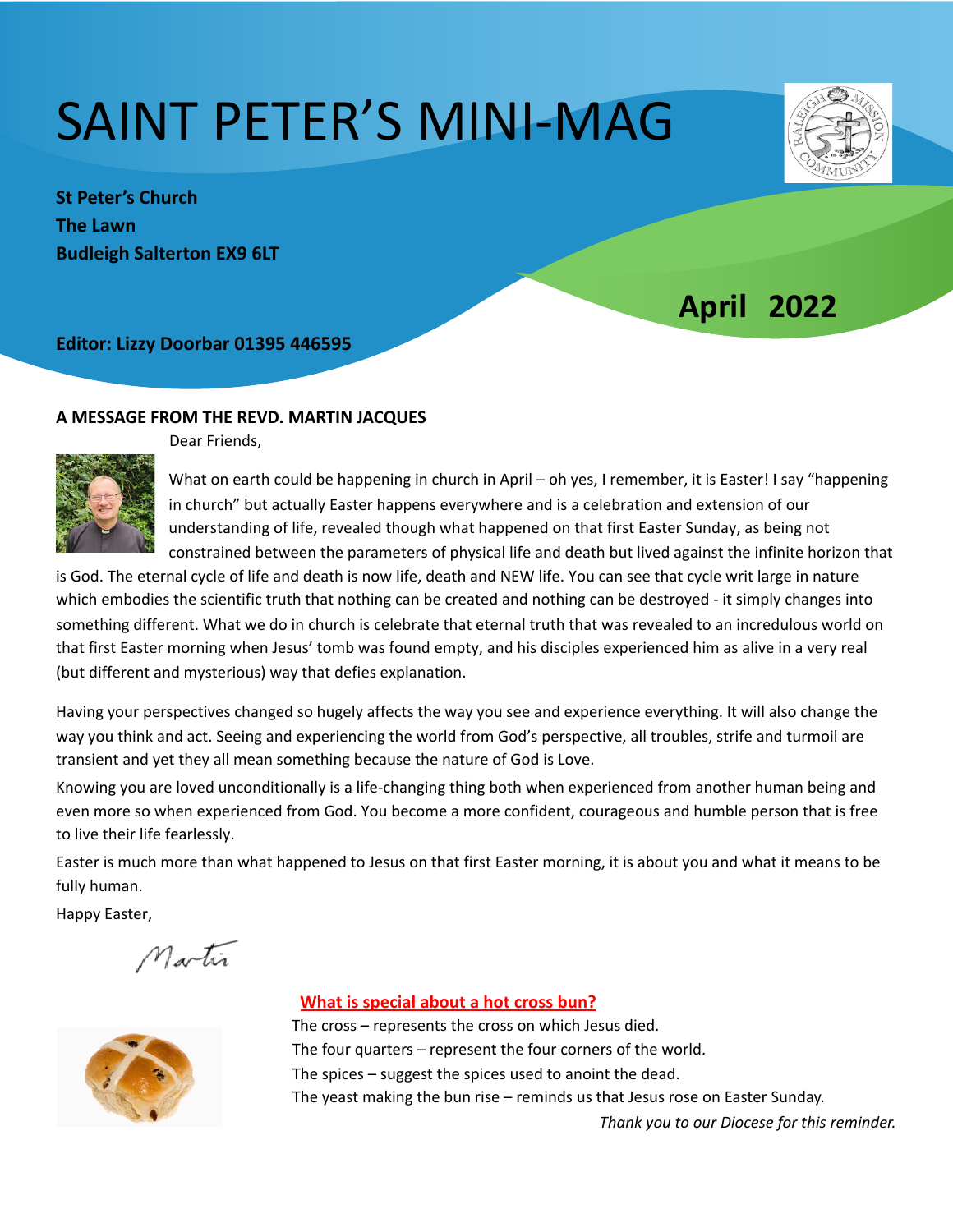# SAINT PETER'S MINI-MAG

**St Peter's Church**
**The Lawn**
**Budleigh Salterton EX9 6LT**

**April 2022**

**Editor: Lizzy Doorbar 01395 446595**

## A MESSAGE FROM THE REVD. MARTIN JACQUES

Dear Friends,

What on earth could be happening in church in April – oh yes, I remember, it is Easter! I say "happening in church" but actually Easter happens everywhere and is a celebration and extension of our understanding of life, revealed though what happened on that first Easter Sunday, as being not constrained between the parameters of physical life and death but lived against the infinite horizon that is God. The eternal cycle of life and death is now life, death and NEW life. You can see that cycle writ large in nature which embodies the scientific truth that nothing can be created and nothing can be destroyed - it simply changes into something different. What we do in church is celebrate that eternal truth that was revealed to an incredulous world on that first Easter morning when Jesus' tomb was found empty, and his disciples experienced him as alive in a very real (but different and mysterious) way that defies explanation.

Having your perspectives changed so hugely affects the way you see and experience everything. It will also change the way you think and act. Seeing and experiencing the world from God's perspective, all troubles, strife and turmoil are transient and yet they all mean something because the nature of God is Love.

Knowing you are loved unconditionally is a life-changing thing both when experienced from another human being and even more so when experienced from God. You become a more confident, courageous and humble person that is free to live their life fearlessly.

Easter is much more than what happened to Jesus on that first Easter morning, it is about you and what it means to be fully human.

Happy Easter,

Martin

### What is special about a hot cross bun?

The cross – represents the cross on which Jesus died.
The four quarters – represent the four corners of the world.
The spices – suggest the spices used to anoint the dead.
The yeast making the bun rise – reminds us that Jesus rose on Easter Sunday.

*Thank you to our Diocese for this reminder.*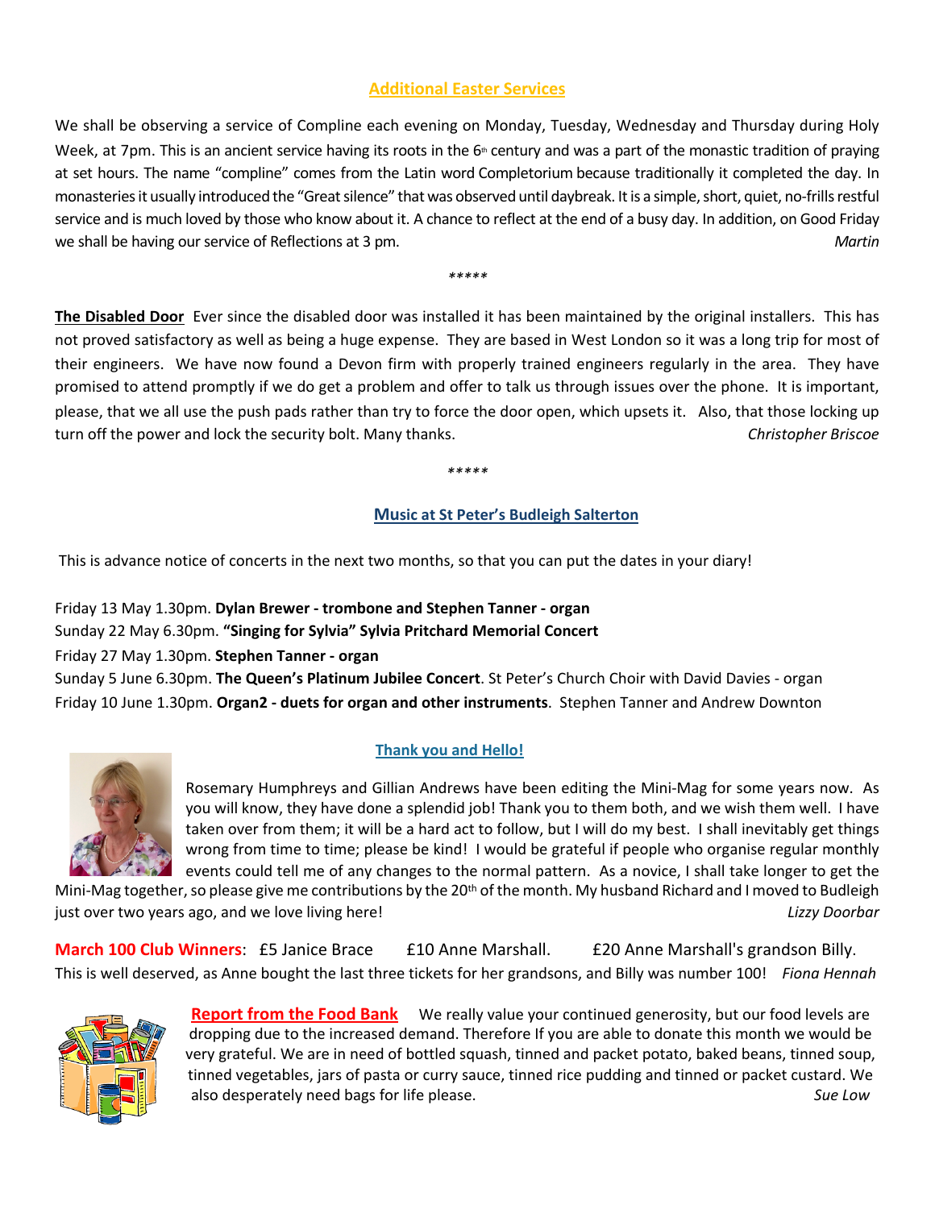## Additional Easter Services

We shall be observing a service of Compline each evening on Monday, Tuesday, Wednesday and Thursday during Holy Week, at 7pm. This is an ancient service having its roots in the 6th century and was a part of the monastic tradition of praying at set hours. The name "compline" comes from the Latin word Completorium because traditionally it completed the day. In monasteries it usually introduced the "Great silence" that was observed until daybreak. It is a simple, short, quiet, no-frills restful service and is much loved by those who know about it. A chance to reflect at the end of a busy day. In addition, on Good Friday we shall be having our service of Reflections at 3 pm. *Martin*

*****

**The Disabled Door** Ever since the disabled door was installed it has been maintained by the original installers. This has not proved satisfactory as well as being a huge expense. They are based in West London so it was a long trip for most of their engineers. We have now found a Devon firm with properly trained engineers regularly in the area. They have promised to attend promptly if we do get a problem and offer to talk us through issues over the phone. It is important, please, that we all use the push pads rather than try to force the door open, which upsets it. Also, that those locking up turn off the power and lock the security bolt. Many thanks. *Christopher Briscoe*

*****

## Music at St Peter's Budleigh Salterton

This is advance notice of concerts in the next two months, so that you can put the dates in your diary!

Friday 13 May 1.30pm. **Dylan Brewer - trombone and Stephen Tanner - organ**
Sunday 22 May 6.30pm. **"Singing for Sylvia" Sylvia Pritchard Memorial Concert**
Friday 27 May 1.30pm. **Stephen Tanner - organ**
Sunday 5 June 6.30pm. **The Queen's Platinum Jubilee Concert**. St Peter's Church Choir with David Davies - organ
Friday 10 June 1.30pm. **Organ2 - duets for organ and other instruments**. Stephen Tanner and Andrew Downton

## Thank you and Hello!

Rosemary Humphreys and Gillian Andrews have been editing the Mini-Mag for some years now. As you will know, they have done a splendid job! Thank you to them both, and we wish them well. I have taken over from them; it will be a hard act to follow, but I will do my best. I shall inevitably get things wrong from time to time; please be kind! I would be grateful if people who organise regular monthly events could tell me of any changes to the normal pattern. As a novice, I shall take longer to get the Mini-Mag together, so please give me contributions by the 20th of the month. My husband Richard and I moved to Budleigh just over two years ago, and we love living here! *Lizzy Doorbar*

**March 100 Club Winners**: £5 Janice Brace £10 Anne Marshall. £20 Anne Marshall's grandson Billy.
This is well deserved, as Anne bought the last three tickets for her grandsons, and Billy was number 100! *Fiona Hennah*

**Report from the Food Bank** We really value your continued generosity, but our food levels are dropping due to the increased demand. Therefore If you are able to donate this month we would be very grateful. We are in need of bottled squash, tinned and packet potato, baked beans, tinned soup, tinned vegetables, jars of pasta or curry sauce, tinned rice pudding and tinned or packet custard. We also desperately need bags for life please. *Sue Low*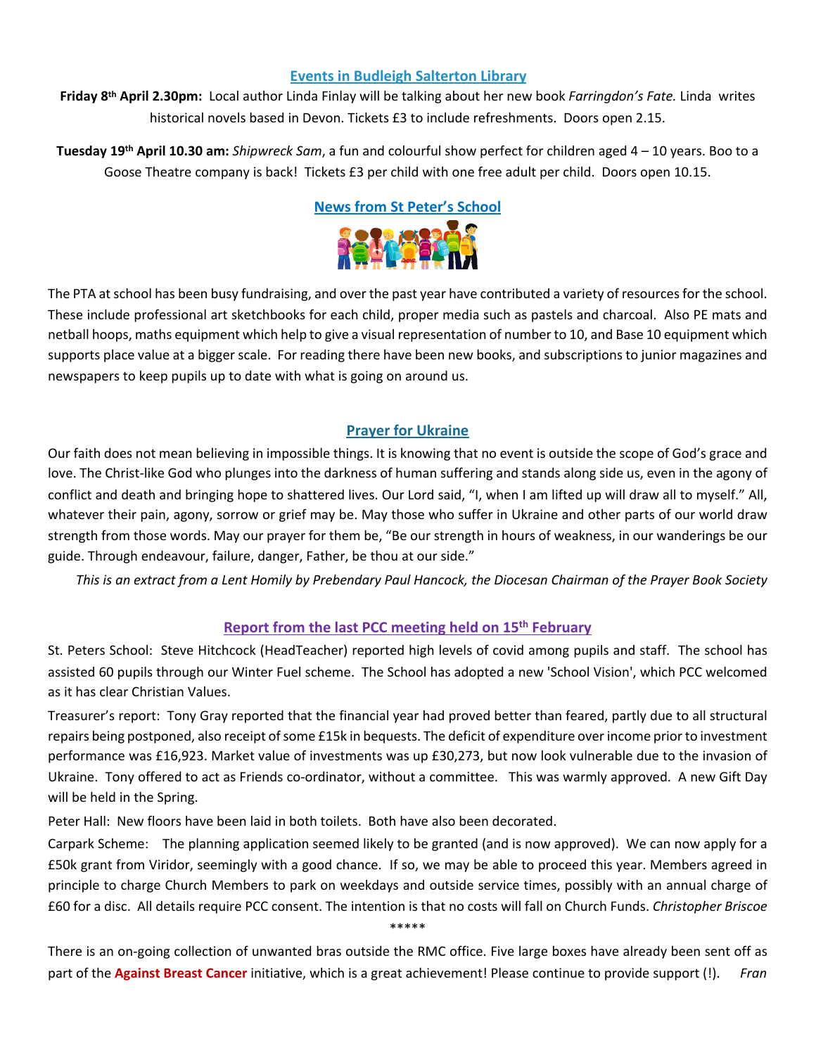## Events in Budleigh Salterton Library

**Friday 8th April 2.30pm:** Local author Linda Finlay will be talking about her new book *Farringdon's Fate.* Linda writes historical novels based in Devon. Tickets £3 to include refreshments. Doors open 2.15.

**Tuesday 19th April 10.30 am:** *Shipwreck Sam*, a fun and colourful show perfect for children aged 4 – 10 years. Boo to a Goose Theatre company is back! Tickets £3 per child with one free adult per child. Doors open 10.15.

## News from St Peter's School

The PTA at school has been busy fundraising, and over the past year have contributed a variety of resources for the school. These include professional art sketchbooks for each child, proper media such as pastels and charcoal. Also PE mats and netball hoops, maths equipment which help to give a visual representation of number to 10, and Base 10 equipment which supports place value at a bigger scale. For reading there have been new books, and subscriptions to junior magazines and newspapers to keep pupils up to date with what is going on around us.

## Prayer for Ukraine

Our faith does not mean believing in impossible things. It is knowing that no event is outside the scope of God's grace and love. The Christ-like God who plunges into the darkness of human suffering and stands along side us, even in the agony of conflict and death and bringing hope to shattered lives. Our Lord said, "I, when I am lifted up will draw all to myself." All, whatever their pain, agony, sorrow or grief may be. May those who suffer in Ukraine and other parts of our world draw strength from those words. May our prayer for them be, "Be our strength in hours of weakness, in our wanderings be our guide. Through endeavour, failure, danger, Father, be thou at our side."

*This is an extract from a Lent Homily by Prebendary Paul Hancock, the Diocesan Chairman of the Prayer Book Society*

## Report from the last PCC meeting held on 15th February

St. Peters School: Steve Hitchcock (HeadTeacher) reported high levels of covid among pupils and staff. The school has assisted 60 pupils through our Winter Fuel scheme. The School has adopted a new 'School Vision', which PCC welcomed as it has clear Christian Values.

Treasurer's report: Tony Gray reported that the financial year had proved better than feared, partly due to all structural repairs being postponed, also receipt of some £15k in bequests. The deficit of expenditure over income prior to investment performance was £16,923. Market value of investments was up £30,273, but now look vulnerable due to the invasion of Ukraine. Tony offered to act as Friends co-ordinator, without a committee. This was warmly approved. A new Gift Day will be held in the Spring.

Peter Hall: New floors have been laid in both toilets. Both have also been decorated.

Carpark Scheme: The planning application seemed likely to be granted (and is now approved). We can now apply for a £50k grant from Viridor, seemingly with a good chance. If so, we may be able to proceed this year. Members agreed in principle to charge Church Members to park on weekdays and outside service times, possibly with an annual charge of £60 for a disc. All details require PCC consent. The intention is that no costs will fall on Church Funds. *Christopher Briscoe*

*****

There is an on-going collection of unwanted bras outside the RMC office. Five large boxes have already been sent off as part of the **Against Breast Cancer** initiative, which is a great achievement! Please continue to provide support (!). *Fran*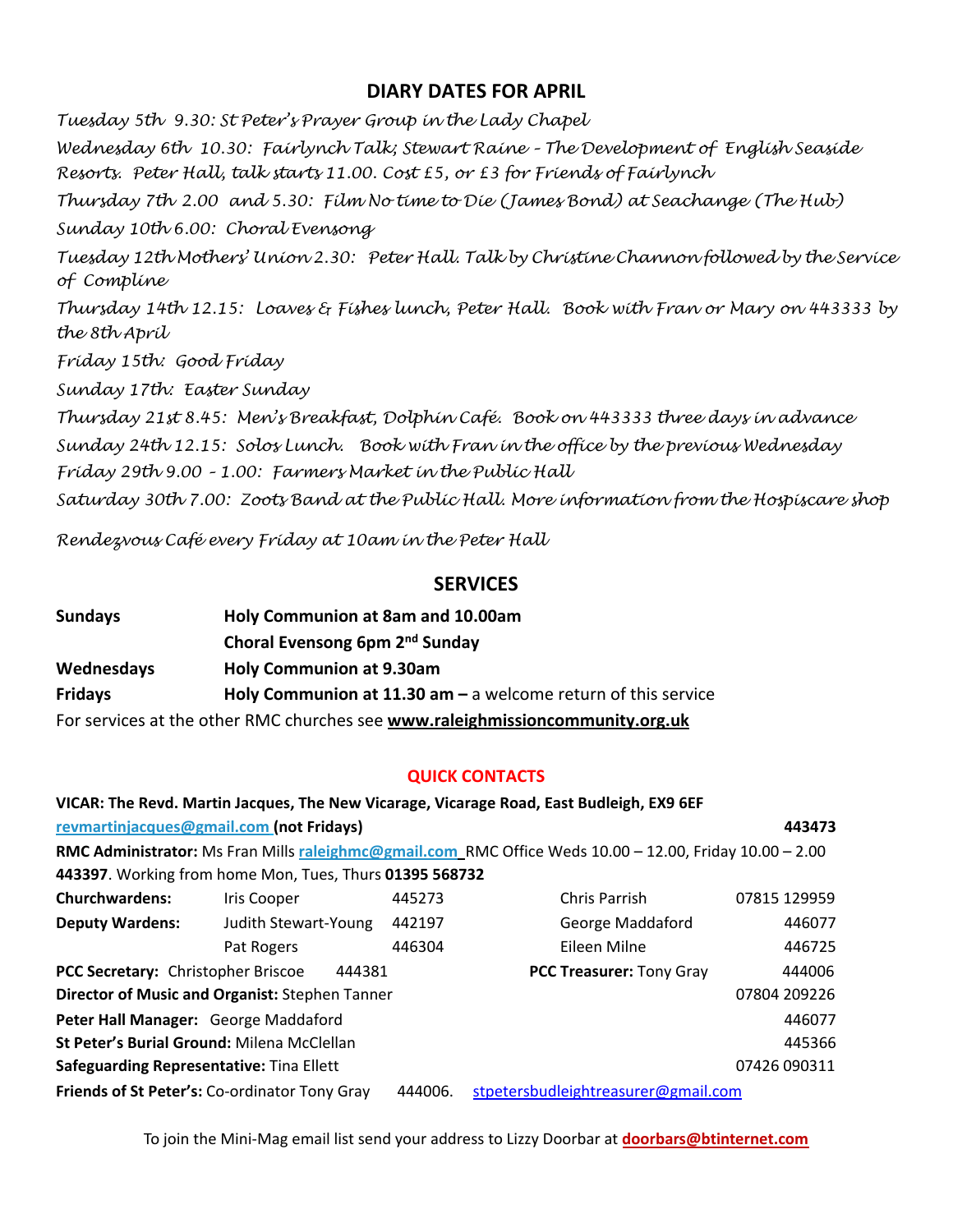## DIARY DATES FOR APRIL

*Tuesday 5th 9.30: St Peter's Prayer Group in the Lady Chapel*

*Wednesday 6th 10.30: Fairlynch Talk; Stewart Raine – The Development of English Seaside Resorts. Peter Hall, talk starts 11.00. Cost £5, or £3 for Friends of Fairlynch*

*Thursday 7th 2.00 and 5.30: Film No time to Die (James Bond) at Seachange (The Hub)*

*Sunday 10th 6.00: Choral Evensong*

*Tuesday 12th Mothers' Union 2.30: Peter Hall. Talk by Christine Channon followed by the Service of Compline*

*Thursday 14th 12.15: Loaves & Fishes lunch, Peter Hall. Book with Fran or Mary on 443333 by the 8th April*

*Friday 15th: Good Friday*

*Sunday 17th: Easter Sunday*

*Thursday 21st 8.45: Men's Breakfast, Dolphin Café. Book on 443333 three days in advance*

*Sunday 24th 12.15: Solos Lunch. Book with Fran in the office by the previous Wednesday*

*Friday 29th 9.00 – 1.00: Farmers Market in the Public Hall*

*Saturday 30th 7.00: Zoots Band at the Public Hall. More information from the Hospiscare shop*

*Rendezvous Café every Friday at 10am in the Peter Hall*

## SERVICES

| | |
|---|---|
| **Sundays** | **Holy Communion at 8am and 10.00am** |
| | **Choral Evensong 6pm 2nd Sunday** |
| **Wednesdays** | **Holy Communion at 9.30am** |
| **Fridays** | **Holy Communion at 11.30 am –** a welcome return of this service |

For services at the other RMC churches see **www.raleighmissioncommunity.org.uk**

## QUICK CONTACTS

**VICAR: The Revd. Martin Jacques, The New Vicarage, Vicarage Road, East Budleigh, EX9 6EF**
**revmartinjacques@gmail.com (not Fridays)** **443473**

**RMC Administrator:** Ms Fran Mills **raleighmc@gmail.com** RMC Office Weds 10.00 – 12.00, Friday 10.00 – 2.00 **443397**. Working from home Mon, Tues, Thurs **01395 568732**

| | | | | |
|---|---|---|---|---|
| **Churchwardens:** | Iris Cooper | 445273 | Chris Parrish | 07815 129959 |
| **Deputy Wardens:** | Judith Stewart-Young | 442197 | George Maddaford | 446077 |
| | Pat Rogers | 446304 | Eileen Milne | 446725 |
| **PCC Secretary:** | Christopher Briscoe | 444381 | **PCC Treasurer:** Tony Gray | 444006 |

**Director of Music and Organist:** Stephen Tanner 07804 209226

**Peter Hall Manager:** George Maddaford 446077

**St Peter's Burial Ground:** Milena McClellan 445366

**Safeguarding Representative:** Tina Ellett 07426 090311

**Friends of St Peter's:** Co-ordinator Tony Gray 444006. stpetersbudleightreasurer@gmail.com

To join the Mini-Mag email list send your address to Lizzy Doorbar at **doorbars@btinternet.com**